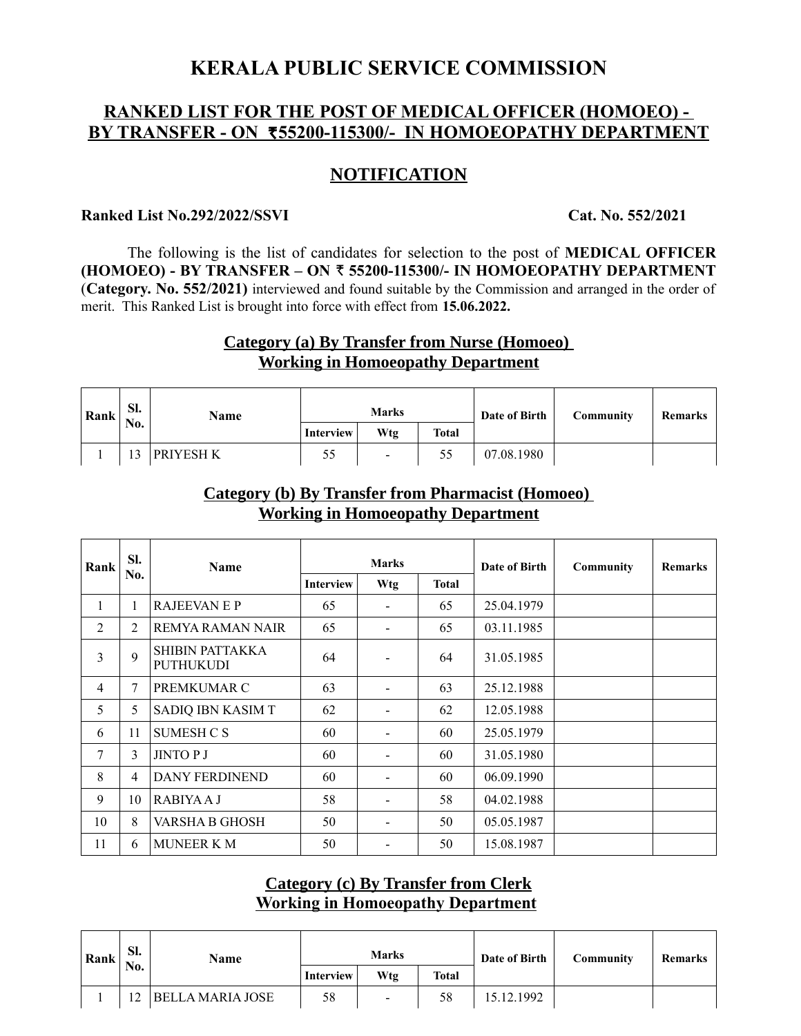# KERALA PUBLIC SERVICE COMMISSION

## RANKED LIST FOR THE POST OF MEDICAL OFFICER (HOMOEO) - BY TRANSFER - ON ₹55200-115300/- IN HOMOEOPATHY DEPARTMENT

## NOTIFICATION

**Ranked List No.292/2022/SSVI** **Cat. No. 552/2021**

The following is the list of candidates for selection to the post of **MEDICAL OFFICER (HOMOEO) - BY TRANSFER – ON ₹ 55200-115300/- IN HOMOEOPATHY DEPARTMENT** (**Category. No. 552/2021)** interviewed and found suitable by the Commission and arranged in the order of merit. This Ranked List is brought into force with effect from **15.06.2022.**

### Category (a) By Transfer from Nurse (Homoeo) Working in Homoeopathy Department

| Rank | Sl. No. | Name | Marks | | | Date of Birth | Community | Remarks |
|---|---|---|---|---|---|---|---|---|
| | | | Interview | Wtg | Total | | | |
| 1 | 13 | PRIYESH K | 55 | - | 55 | 07.08.1980 | | |

### Category (b) By Transfer from Pharmacist (Homoeo) Working in Homoeopathy Department

| Rank | Sl. No. | Name | Marks | | | Date of Birth | Community | Remarks |
|---|---|---|---|---|---|---|---|---|
| | | | Interview | Wtg | Total | | | |
| 1 | 1 | RAJEEVAN E P | 65 | - | 65 | 25.04.1979 | | |
| 2 | 2 | REMYA RAMAN NAIR | 65 | - | 65 | 03.11.1985 | | |
| 3 | 9 | SHIBIN PATTAKKA PUTHUKUDI | 64 | - | 64 | 31.05.1985 | | |
| 4 | 7 | PREMKUMAR C | 63 | - | 63 | 25.12.1988 | | |
| 5 | 5 | SADIQ IBN KASIM T | 62 | - | 62 | 12.05.1988 | | |
| 6 | 11 | SUMESH C S | 60 | - | 60 | 25.05.1979 | | |
| 7 | 3 | JINTO P J | 60 | - | 60 | 31.05.1980 | | |
| 8 | 4 | DANY FERDINEND | 60 | - | 60 | 06.09.1990 | | |
| 9 | 10 | RABIYA A J | 58 | - | 58 | 04.02.1988 | | |
| 10 | 8 | VARSHA B GHOSH | 50 | - | 50 | 05.05.1987 | | |
| 11 | 6 | MUNEER K M | 50 | - | 50 | 15.08.1987 | | |

### Category (c) By Transfer from Clerk Working in Homoeopathy Department

| Rank | Sl. No. | Name | Marks | | | Date of Birth | Community | Remarks |
|---|---|---|---|---|---|---|---|---|
| | | | Interview | Wtg | Total | | | |
| 1 | 12 | BELLA MARIA JOSE | 58 | - | 58 | 15.12.1992 | | |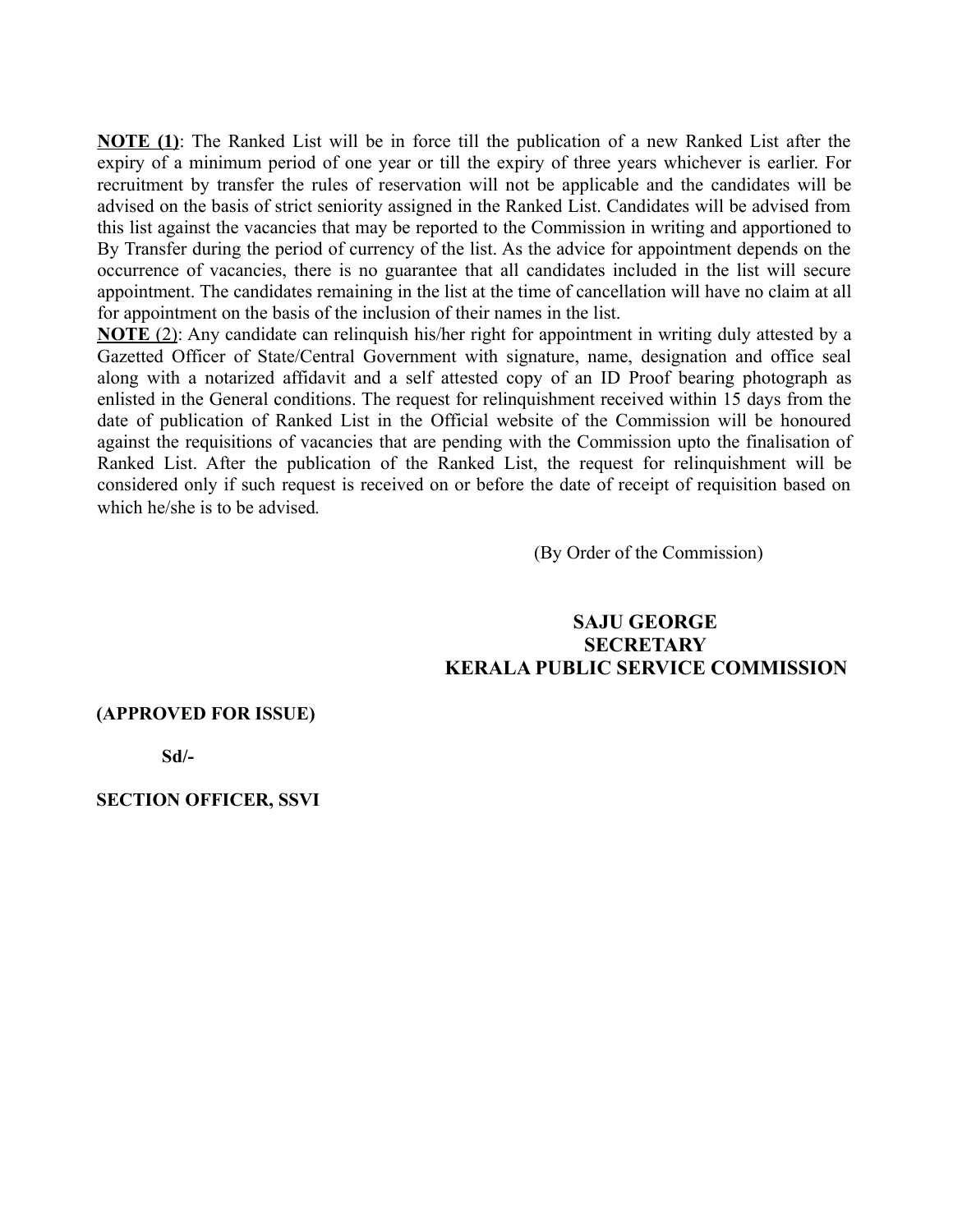**NOTE (1)**: The Ranked List will be in force till the publication of a new Ranked List after the expiry of a minimum period of one year or till the expiry of three years whichever is earlier. For recruitment by transfer the rules of reservation will not be applicable and the candidates will be advised on the basis of strict seniority assigned in the Ranked List. Candidates will be advised from this list against the vacancies that may be reported to the Commission in writing and apportioned to By Transfer during the period of currency of the list. As the advice for appointment depends on the occurrence of vacancies, there is no guarantee that all candidates included in the list will secure appointment. The candidates remaining in the list at the time of cancellation will have no claim at all for appointment on the basis of the inclusion of their names in the list.

**NOTE** (2): Any candidate can relinquish his/her right for appointment in writing duly attested by a Gazetted Officer of State/Central Government with signature, name, designation and office seal along with a notarized affidavit and a self attested copy of an ID Proof bearing photograph as enlisted in the General conditions. The request for relinquishment received within 15 days from the date of publication of Ranked List in the Official website of the Commission will be honoured against the requisitions of vacancies that are pending with the Commission upto the finalisation of Ranked List. After the publication of the Ranked List, the request for relinquishment will be considered only if such request is received on or before the date of receipt of requisition based on which he/she is to be advised.

(By Order of the Commission)

**SAJU GEORGE**
**SECRETARY**
**KERALA PUBLIC SERVICE COMMISSION**

**(APPROVED FOR ISSUE)**

**Sd/-**

**SECTION OFFICER, SSVI**